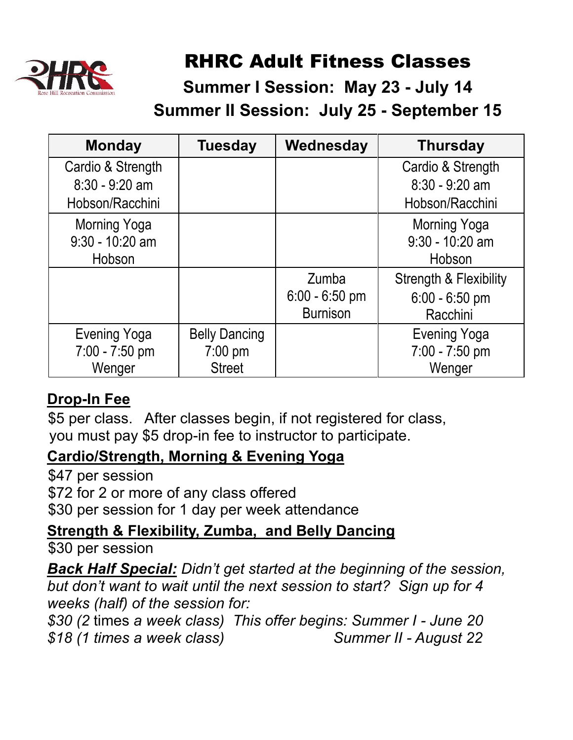# RHRC Adult Fitness Classes

## Summer I Session: May 23 - July 14

## Summer II Session: July 25 - September 15

| Monday | Tuesday | Wednesday | Thursday |
|---|---|---|---|
| Cardio & Strength 8:30 - 9:20 am Hobson/Racchini | | | Cardio & Strength 8:30 - 9:20 am Hobson/Racchini |
| Morning Yoga 9:30 - 10:20 am Hobson | | | Morning Yoga 9:30 - 10:20 am Hobson |
| | | Zumba 6:00 - 6:50 pm Burnison | Strength & Flexibility 6:00 - 6:50 pm Racchini |
| Evening Yoga 7:00 - 7:50 pm Wenger | Belly Dancing 7:00 pm Street | | Evening Yoga 7:00 - 7:50 pm Wenger |

**Drop-In Fee**

$5 per class. After classes begin, if not registered for class, you must pay $5 drop-in fee to instructor to participate.

**Cardio/Strength, Morning & Evening Yoga**

$47 per session
$72 for 2 or more of any class offered
$30 per session for 1 day per week attendance

**Strength & Flexibility, Zumba, and Belly Dancing**

$30 per session

***Back Half Special:*** *Didn't get started at the beginning of the session, but don't want to wait until the next session to start? Sign up for 4 weeks (half) of the session for:*

*$30 (2 times a week class)* *This offer begins: Summer I - June 20*
*$18 (1 times a week class)* *Summer II - August 22*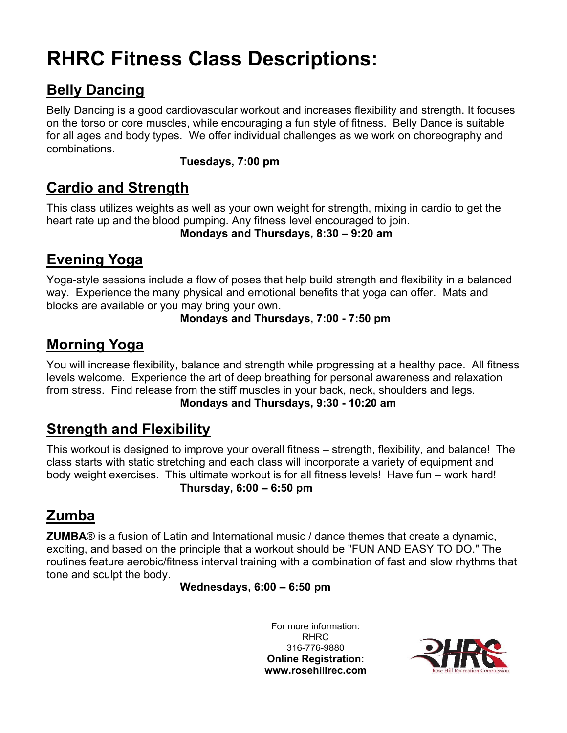# RHRC Fitness Class Descriptions:

## Belly Dancing

Belly Dancing is a good cardiovascular workout and increases flexibility and strength. It focuses on the torso or core muscles, while encouraging a fun style of fitness. Belly Dance is suitable for all ages and body types. We offer individual challenges as we work on choreography and combinations.

**Tuesdays, 7:00 pm**

## Cardio and Strength

This class utilizes weights as well as your own weight for strength, mixing in cardio to get the heart rate up and the blood pumping. Any fitness level encouraged to join.

**Mondays and Thursdays, 8:30 – 9:20 am**

## Evening Yoga

Yoga-style sessions include a flow of poses that help build strength and flexibility in a balanced way. Experience the many physical and emotional benefits that yoga can offer. Mats and blocks are available or you may bring your own.

**Mondays and Thursdays, 7:00 - 7:50 pm**

## Morning Yoga

You will increase flexibility, balance and strength while progressing at a healthy pace. All fitness levels welcome. Experience the art of deep breathing for personal awareness and relaxation from stress. Find release from the stiff muscles in your back, neck, shoulders and legs.

**Mondays and Thursdays, 9:30 - 10:20 am**

## Strength and Flexibility

This workout is designed to improve your overall fitness – strength, flexibility, and balance! The class starts with static stretching and each class will incorporate a variety of equipment and body weight exercises. This ultimate workout is for all fitness levels! Have fun – work hard!

**Thursday, 6:00 – 6:50 pm**

## Zumba

**ZUMBA®** is a fusion of Latin and International music / dance themes that create a dynamic, exciting, and based on the principle that a workout should be "FUN AND EASY TO DO." The routines feature aerobic/fitness interval training with a combination of fast and slow rhythms that tone and sculpt the body.

**Wednesdays, 6:00 – 6:50 pm**

For more information:
RHRC
316-776-9880
**Online Registration:**
**www.rosehillrec.com**

RHRC
Rose Hill Recreation Commission